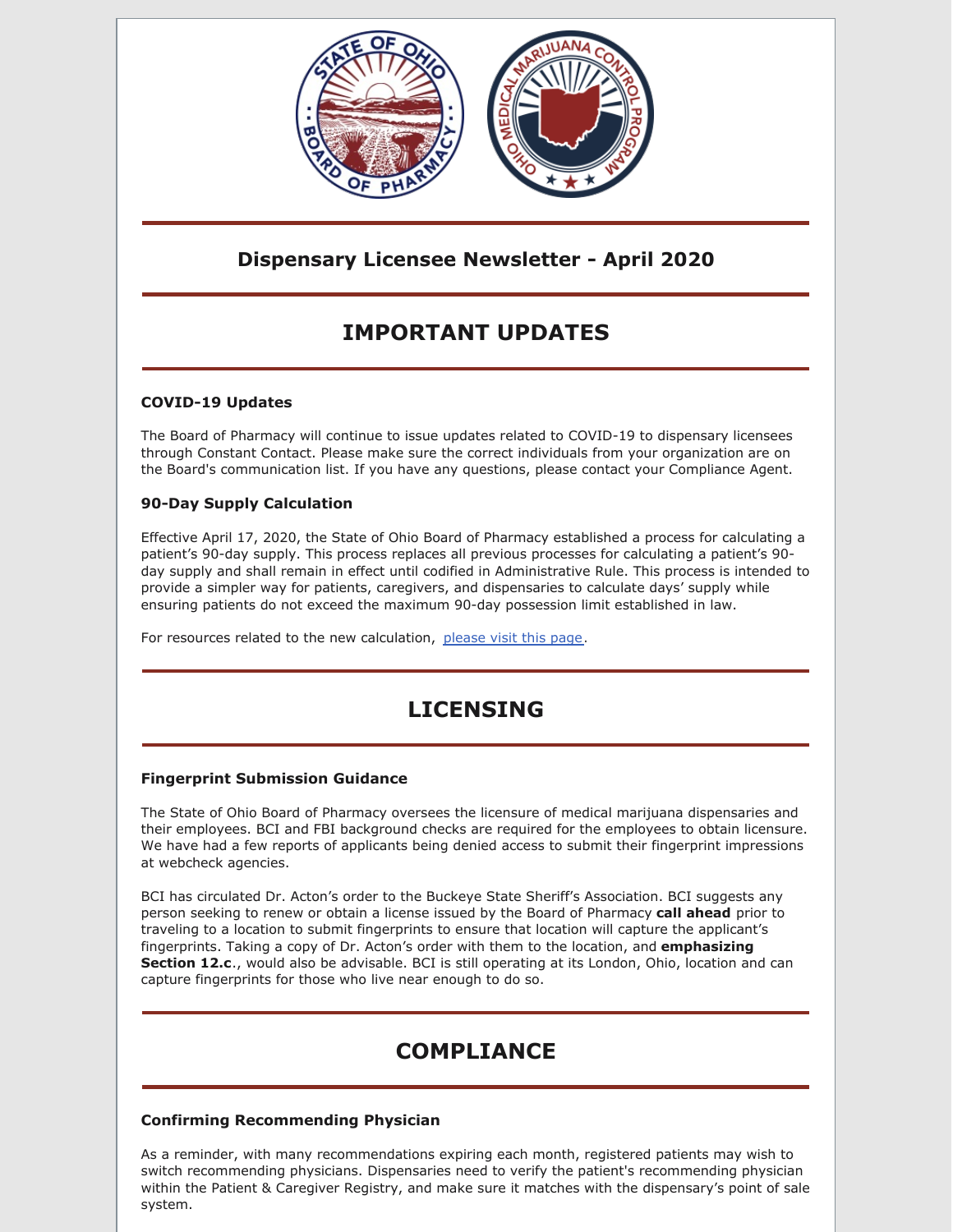# Dispensary Licensee Newsletter - April 2020

## IMPORTANT UPDATES

### COVID-19 Updates

The Board of Pharmacy will continue to issue updates related to COVID-19 to dispensary licensees through Constant Contact. Please make sure the correct individuals from your organization are on the Board's communication list. If you have any questions, please contact your Compliance Agent.

### 90-Day Supply Calculation

Effective April 17, 2020, the State of Ohio Board of Pharmacy established a process for calculating a patient's 90-day supply. This process replaces all previous processes for calculating a patient's 90-day supply and shall remain in effect until codified in Administrative Rule. This process is intended to provide a simpler way for patients, caregivers, and dispensaries to calculate days' supply while ensuring patients do not exceed the maximum 90-day possession limit established in law.

For resources related to the new calculation, please visit this page.

## LICENSING

### Fingerprint Submission Guidance

The State of Ohio Board of Pharmacy oversees the licensure of medical marijuana dispensaries and their employees. BCI and FBI background checks are required for the employees to obtain licensure. We have had a few reports of applicants being denied access to submit their fingerprint impressions at webcheck agencies.

BCI has circulated Dr. Acton's order to the Buckeye State Sheriff's Association. BCI suggests any person seeking to renew or obtain a license issued by the Board of Pharmacy **call ahead** prior to traveling to a location to submit fingerprints to ensure that location will capture the applicant's fingerprints. Taking a copy of Dr. Acton's order with them to the location, and **emphasizing Section 12.c**., would also be advisable. BCI is still operating at its London, Ohio, location and can capture fingerprints for those who live near enough to do so.

## COMPLIANCE

### Confirming Recommending Physician

As a reminder, with many recommendations expiring each month, registered patients may wish to switch recommending physicians. Dispensaries need to verify the patient's recommending physician within the Patient & Caregiver Registry, and make sure it matches with the dispensary's point of sale system.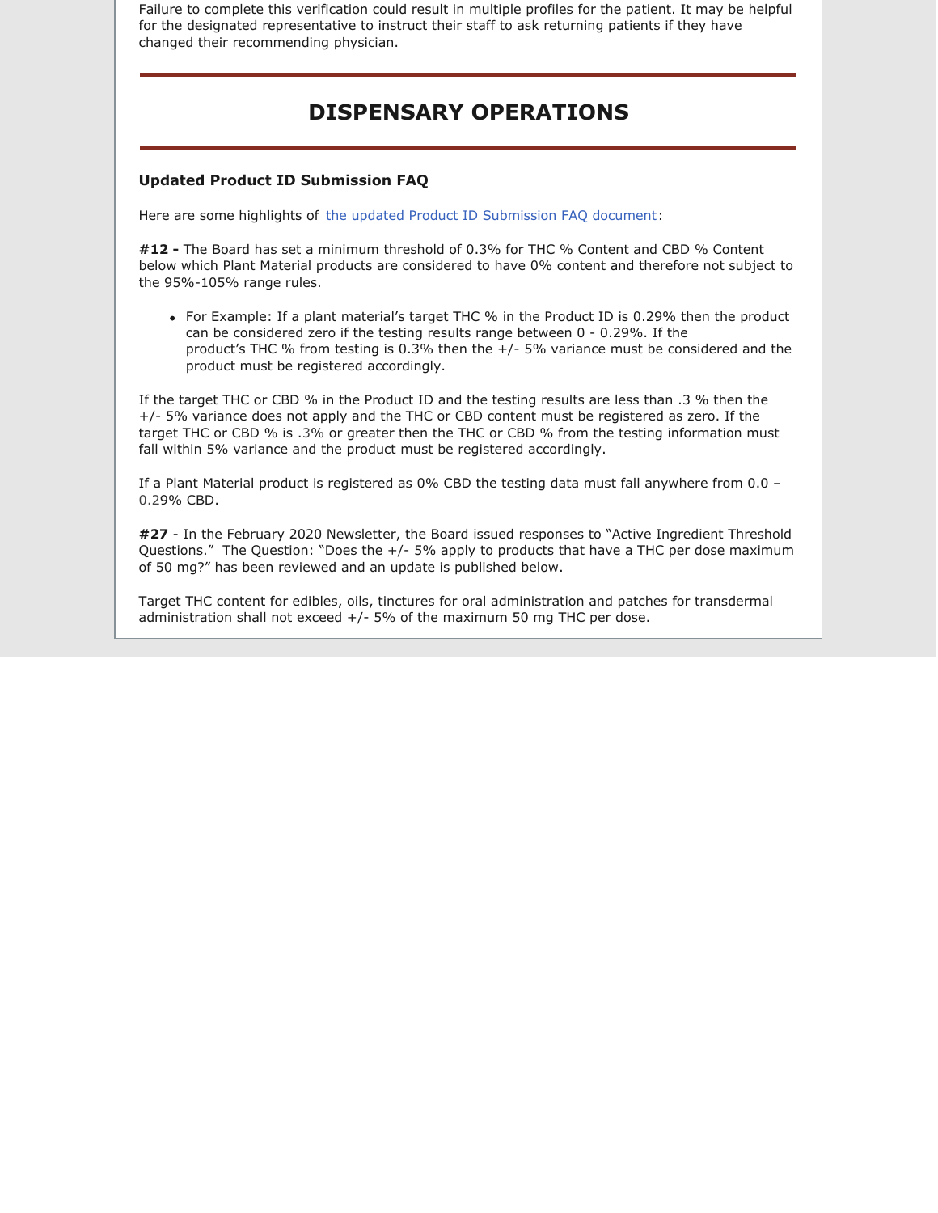Failure to complete this verification could result in multiple profiles for the patient. It may be helpful for the designated representative to instruct their staff to ask returning patients if they have changed their recommending physician.

## DISPENSARY OPERATIONS

### Updated Product ID Submission FAQ

Here are some highlights of [the updated Product ID Submission FAQ document](#):

**#12 -** The Board has set a minimum threshold of 0.3% for THC % Content and CBD % Content below which Plant Material products are considered to have 0% content and therefore not subject to the 95%-105% range rules.

- For Example: If a plant material's target THC % in the Product ID is 0.29% then the product can be considered zero if the testing results range between 0 - 0.29%. If the product's THC % from testing is 0.3% then the +/- 5% variance must be considered and the product must be registered accordingly.

If the target THC or CBD % in the Product ID and the testing results are less than .3 % then the +/- 5% variance does not apply and the THC or CBD content must be registered as zero. If the target THC or CBD % is .3% or greater then the THC or CBD % from the testing information must fall within 5% variance and the product must be registered accordingly.

If a Plant Material product is registered as 0% CBD the testing data must fall anywhere from 0.0 – 0.29% CBD.

**#27** - In the February 2020 Newsletter, the Board issued responses to "Active Ingredient Threshold Questions." The Question: "Does the +/- 5% apply to products that have a THC per dose maximum of 50 mg?" has been reviewed and an update is published below.

Target THC content for edibles, oils, tinctures for oral administration and patches for transdermal administration shall not exceed +/- 5% of the maximum 50 mg THC per dose.